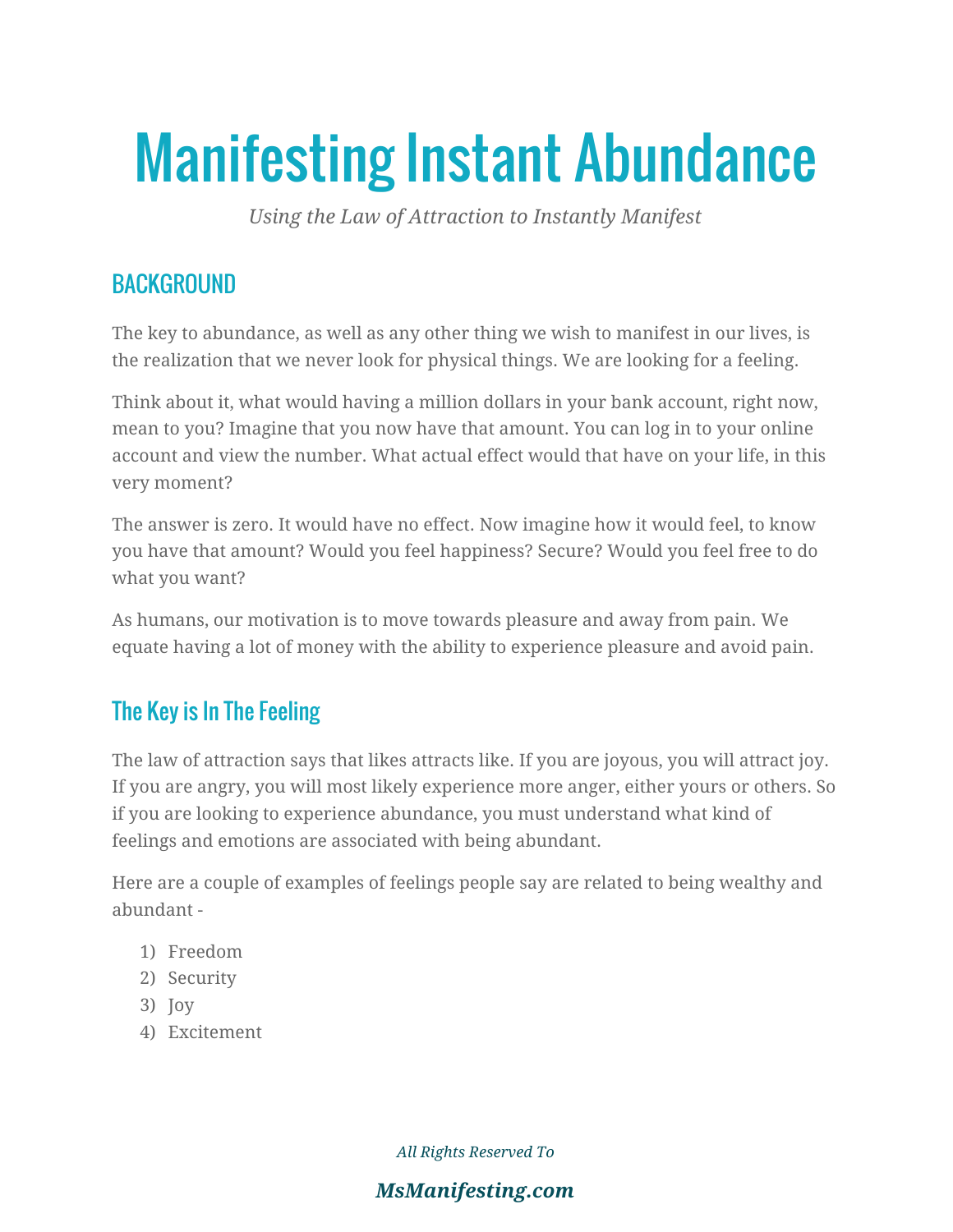# Manifesting Instant Abundance

*Using the Law of Attraction to Instantly Manifest*

## BACKGROUND

The key to abundance, as well as any other thing we wish to manifest in our lives, is the realization that we never look for physical things. We are looking for a feeling.

Think about it, what would having a million dollars in your bank account, right now, mean to you? Imagine that you now have that amount. You can log in to your online account and view the number. What actual effect would that have on your life, in this very moment?

The answer is zero. It would have no effect. Now imagine how it would feel, to know you have that amount? Would you feel happiness? Secure? Would you feel free to do what you want?

As humans, our motivation is to move towards pleasure and away from pain. We equate having a lot of money with the ability to experience pleasure and avoid pain.

## The Key is In The Feeling

The law of attraction says that likes attracts like. If you are joyous, you will attract joy. If you are angry, you will most likely experience more anger, either yours or others. So if you are looking to experience abundance, you must understand what kind of feelings and emotions are associated with being abundant.

Here are a couple of examples of feelings people say are related to being wealthy and abundant -

1) Freedom
2) Security
3) Joy
4) Excitement

*All Rights Reserved To*

***MsManifesting.com***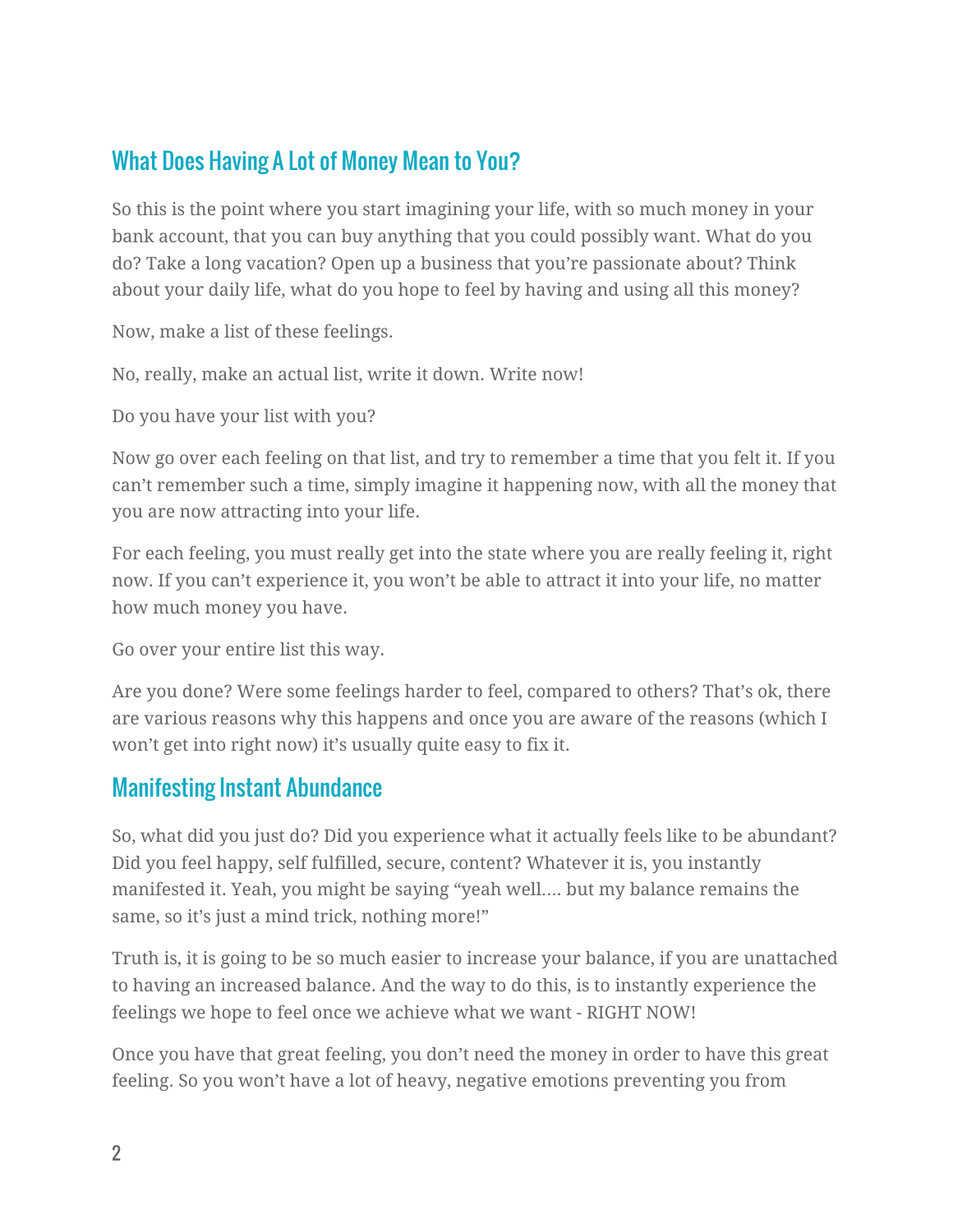## What Does Having A Lot of Money Mean to You?

So this is the point where you start imagining your life, with so much money in your bank account, that you can buy anything that you could possibly want. What do you do? Take a long vacation? Open up a business that you're passionate about? Think about your daily life, what do you hope to feel by having and using all this money?

Now, make a list of these feelings.

No, really, make an actual list, write it down. Write now!

Do you have your list with you?

Now go over each feeling on that list, and try to remember a time that you felt it. If you can't remember such a time, simply imagine it happening now, with all the money that you are now attracting into your life.

For each feeling, you must really get into the state where you are really feeling it, right now. If you can't experience it, you won't be able to attract it into your life, no matter how much money you have.

Go over your entire list this way.

Are you done? Were some feelings harder to feel, compared to others? That's ok, there are various reasons why this happens and once you are aware of the reasons (which I won't get into right now) it's usually quite easy to fix it.

## Manifesting Instant Abundance

So, what did you just do? Did you experience what it actually feels like to be abundant? Did you feel happy, self fulfilled, secure, content? Whatever it is, you instantly manifested it. Yeah, you might be saying "yeah well…. but my balance remains the same, so it's just a mind trick, nothing more!"

Truth is, it is going to be so much easier to increase your balance, if you are unattached to having an increased balance. And the way to do this, is to instantly experience the feelings we hope to feel once we achieve what we want - RIGHT NOW!

Once you have that great feeling, you don't need the money in order to have this great feeling. So you won't have a lot of heavy, negative emotions preventing you from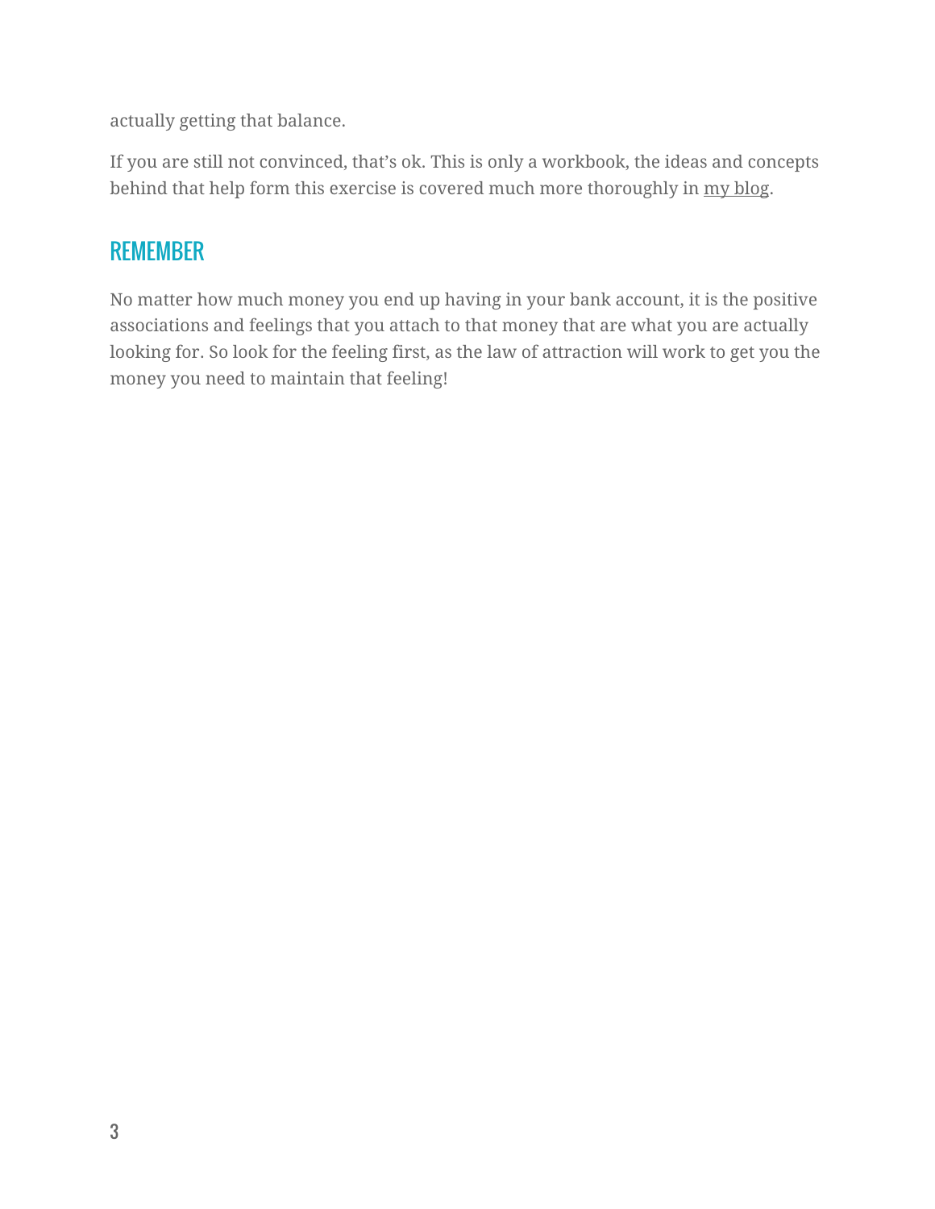actually getting that balance.

If you are still not convinced, that's ok. This is only a workbook, the ideas and concepts behind that help form this exercise is covered much more thoroughly in my blog.

## REMEMBER

No matter how much money you end up having in your bank account, it is the positive associations and feelings that you attach to that money that are what you are actually looking for. So look for the feeling first, as the law of attraction will work to get you the money you need to maintain that feeling!